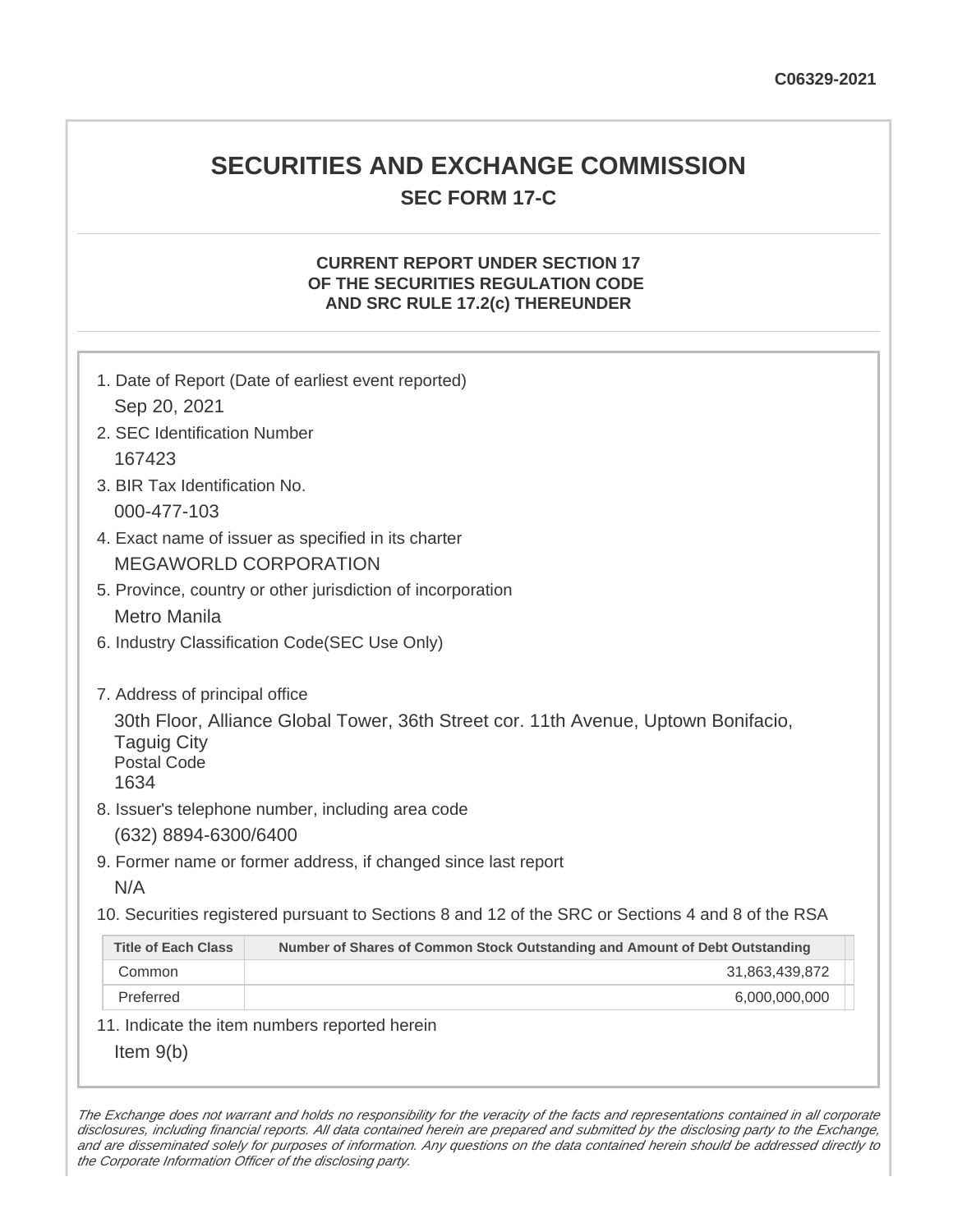C06329-2021

# SECURITIES AND EXCHANGE COMMISSION

## SEC FORM 17-C

### CURRENT REPORT UNDER SECTION 17 OF THE SECURITIES REGULATION CODE AND SRC RULE 17.2(c) THEREUNDER

1. Date of Report (Date of earliest event reported)
   Sep 20, 2021
2. SEC Identification Number
   167423
3. BIR Tax Identification No.
   000-477-103
4. Exact name of issuer as specified in its charter
   MEGAWORLD CORPORATION
5. Province, country or other jurisdiction of incorporation
   Metro Manila
6. Industry Classification Code(SEC Use Only)

7. Address of principal office
   30th Floor, Alliance Global Tower, 36th Street cor. 11th Avenue, Uptown Bonifacio, Taguig City
   Postal Code
   1634
8. Issuer's telephone number, including area code
   (632) 8894-6300/6400
9. Former name or former address, if changed since last report
   N/A
10. Securities registered pursuant to Sections 8 and 12 of the SRC or Sections 4 and 8 of the RSA

| Title of Each Class | Number of Shares of Common Stock Outstanding and Amount of Debt Outstanding |
|---|---|
| Common | 31,863,439,872 |
| Preferred | 6,000,000,000 |

11. Indicate the item numbers reported herein
   Item 9(b)

*The Exchange does not warrant and holds no responsibility for the veracity of the facts and representations contained in all corporate disclosures, including financial reports. All data contained herein are prepared and submitted by the disclosing party to the Exchange, and are disseminated solely for purposes of information. Any questions on the data contained herein should be addressed directly to the Corporate Information Officer of the disclosing party.*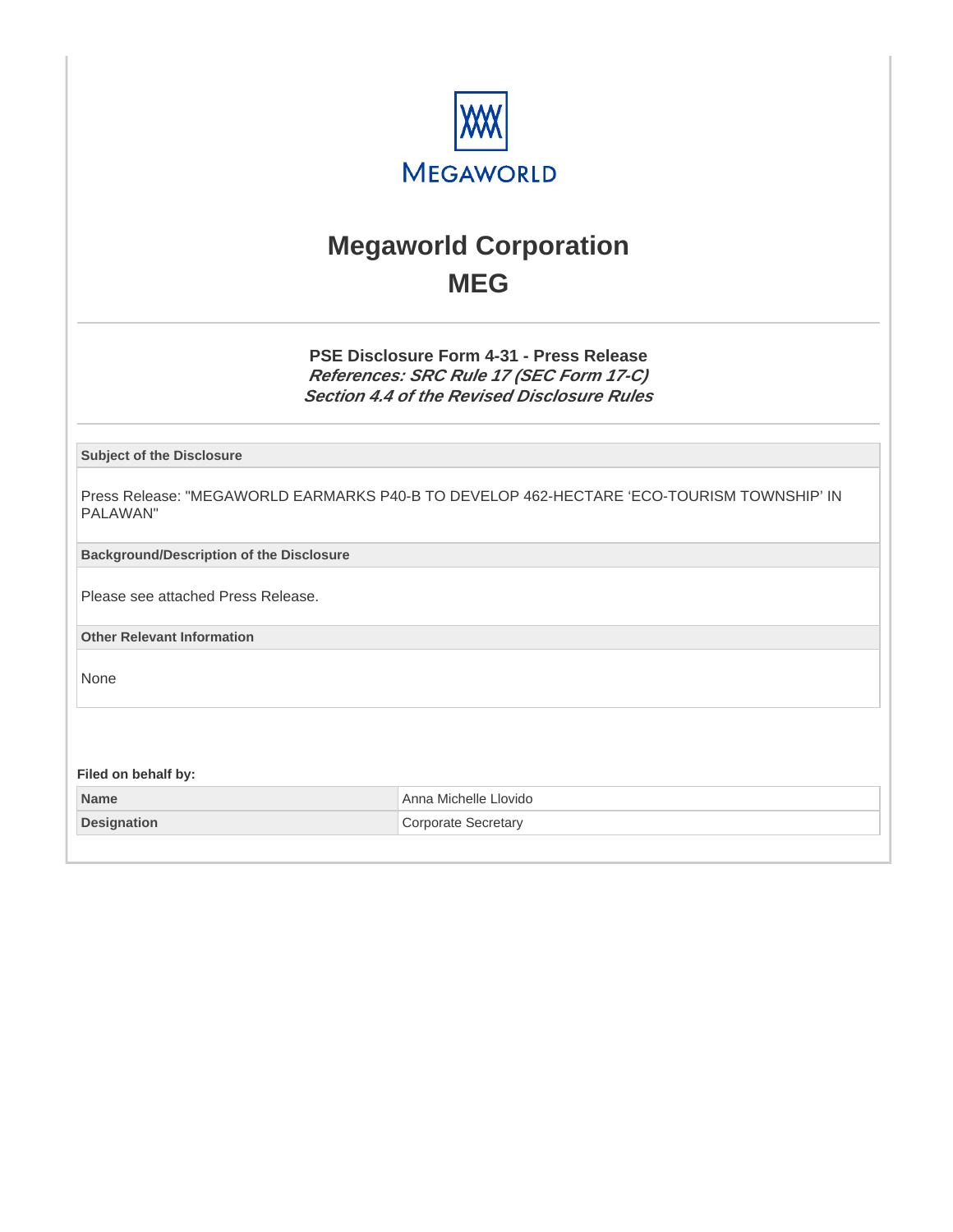# Megaworld Corporation

## MEG

### PSE Disclosure Form 4-31 - Press Release

***References: SRC Rule 17 (SEC Form 17-C)***
***Section 4.4 of the Revised Disclosure Rules***

| Subject of the Disclosure |
| --- |
| Press Release: "MEGAWORLD EARMARKS P40-B TO DEVELOP 462-HECTARE 'ECO-TOURISM TOWNSHIP' IN PALAWAN" |

| Background/Description of the Disclosure |
| --- |
| Please see attached Press Release. |

| Other Relevant Information |
| --- |
| None |

**Filed on behalf by:**

| | |
| --- | --- |
| **Name** | Anna Michelle Llovido |
| **Designation** | Corporate Secretary |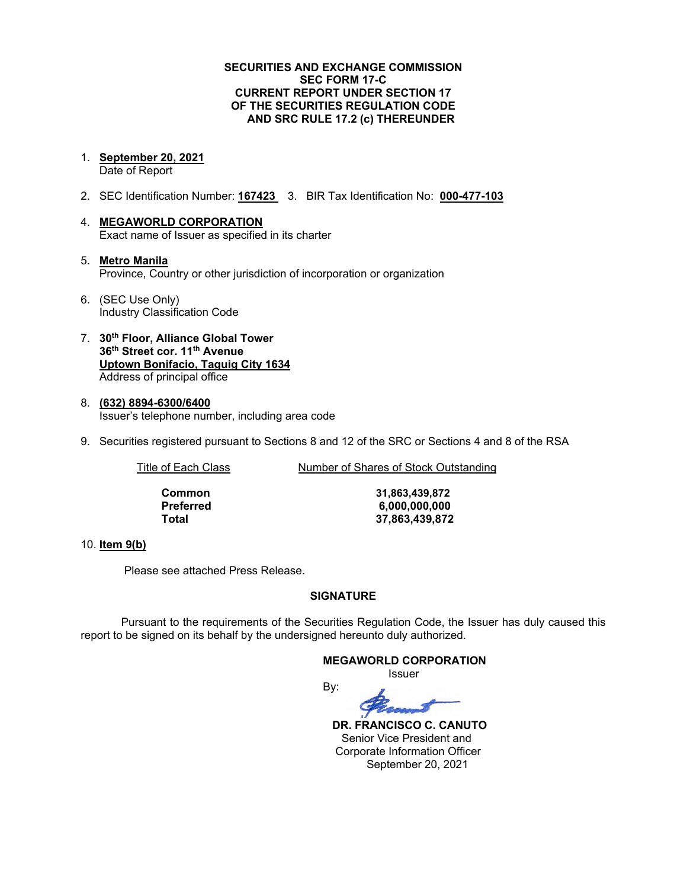**SECURITIES AND EXCHANGE COMMISSION**
**SEC FORM 17-C**
**CURRENT REPORT UNDER SECTION 17**
**OF THE SECURITIES REGULATION CODE**
**AND SRC RULE 17.2 (c) THEREUNDER**

1. **September 20, 2021**
   Date of Report

2. SEC Identification Number: **167423**  3. BIR Tax Identification No: **000-477-103**

4. **MEGAWORLD CORPORATION**
   Exact name of Issuer as specified in its charter

5. **Metro Manila**
   Province, Country or other jurisdiction of incorporation or organization

6. (SEC Use Only)
   Industry Classification Code

7. **30th Floor, Alliance Global Tower**
   **36th Street cor. 11th Avenue**
   **Uptown Bonifacio, Taguig City 1634**
   Address of principal office

8. **(632) 8894-6300/6400**
   Issuer's telephone number, including area code

9. Securities registered pursuant to Sections 8 and 12 of the SRC or Sections 4 and 8 of the RSA

| Title of Each Class | Number of Shares of Stock Outstanding |
|---|---|
| **Common** | **31,863,439,872** |
| **Preferred** | **6,000,000,000** |
| **Total** | **37,863,439,872** |

10. **Item 9(b)**

Please see attached Press Release.

**SIGNATURE**

Pursuant to the requirements of the Securities Regulation Code, the Issuer has duly caused this report to be signed on its behalf by the undersigned hereunto duly authorized.

**MEGAWORLD CORPORATION**
Issuer

By:

**DR. FRANCISCO C. CANUTO**
Senior Vice President and
Corporate Information Officer
September 20, 2021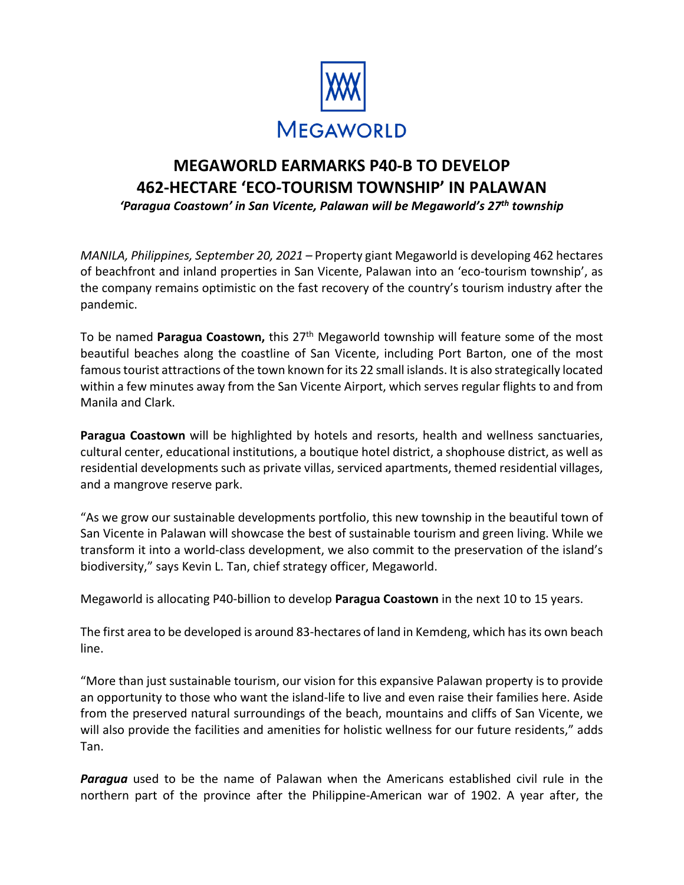MEGAWORLD

# MEGAWORLD EARMARKS P40-B TO DEVELOP 462-HECTARE 'ECO-TOURISM TOWNSHIP' IN PALAWAN

***'Paragua Coastown' in San Vicente, Palawan will be Megaworld's 27th township***

*MANILA, Philippines, September 20, 2021* – Property giant Megaworld is developing 462 hectares of beachfront and inland properties in San Vicente, Palawan into an 'eco-tourism township', as the company remains optimistic on the fast recovery of the country's tourism industry after the pandemic.

To be named **Paragua Coastown,** this 27th Megaworld township will feature some of the most beautiful beaches along the coastline of San Vicente, including Port Barton, one of the most famous tourist attractions of the town known for its 22 small islands. It is also strategically located within a few minutes away from the San Vicente Airport, which serves regular flights to and from Manila and Clark.

**Paragua Coastown** will be highlighted by hotels and resorts, health and wellness sanctuaries, cultural center, educational institutions, a boutique hotel district, a shophouse district, as well as residential developments such as private villas, serviced apartments, themed residential villages, and a mangrove reserve park.

"As we grow our sustainable developments portfolio, this new township in the beautiful town of San Vicente in Palawan will showcase the best of sustainable tourism and green living. While we transform it into a world-class development, we also commit to the preservation of the island's biodiversity," says Kevin L. Tan, chief strategy officer, Megaworld.

Megaworld is allocating P40-billion to develop **Paragua Coastown** in the next 10 to 15 years.

The first area to be developed is around 83-hectares of land in Kemdeng, which has its own beach line.

"More than just sustainable tourism, our vision for this expansive Palawan property is to provide an opportunity to those who want the island-life to live and even raise their families here. Aside from the preserved natural surroundings of the beach, mountains and cliffs of San Vicente, we will also provide the facilities and amenities for holistic wellness for our future residents," adds Tan.

***Paragua*** used to be the name of Palawan when the Americans established civil rule in the northern part of the province after the Philippine-American war of 1902. A year after, the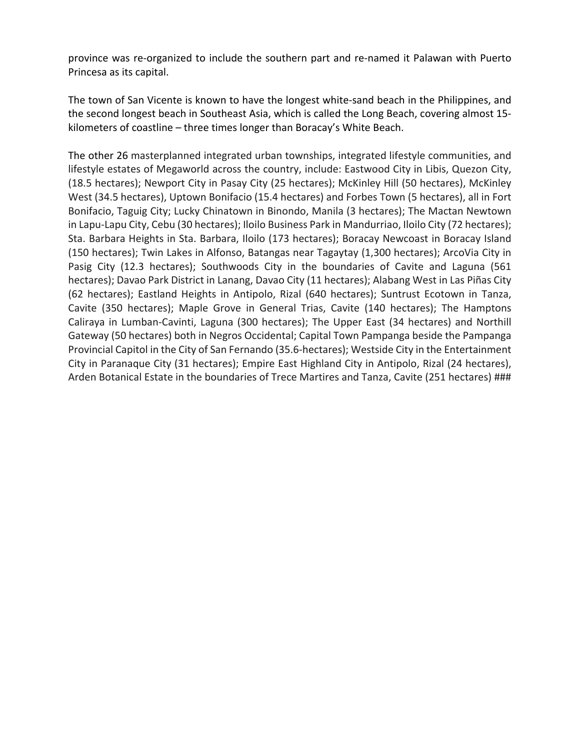province was re-organized to include the southern part and re-named it Palawan with Puerto Princesa as its capital.

The town of San Vicente is known to have the longest white-sand beach in the Philippines, and the second longest beach in Southeast Asia, which is called the Long Beach, covering almost 15-kilometers of coastline – three times longer than Boracay's White Beach.

The other 26 masterplanned integrated urban townships, integrated lifestyle communities, and lifestyle estates of Megaworld across the country, include: Eastwood City in Libis, Quezon City, (18.5 hectares); Newport City in Pasay City (25 hectares); McKinley Hill (50 hectares), McKinley West (34.5 hectares), Uptown Bonifacio (15.4 hectares) and Forbes Town (5 hectares), all in Fort Bonifacio, Taguig City; Lucky Chinatown in Binondo, Manila (3 hectares); The Mactan Newtown in Lapu-Lapu City, Cebu (30 hectares); Iloilo Business Park in Mandurriao, Iloilo City (72 hectares); Sta. Barbara Heights in Sta. Barbara, Iloilo (173 hectares); Boracay Newcoast in Boracay Island (150 hectares); Twin Lakes in Alfonso, Batangas near Tagaytay (1,300 hectares); ArcoVia City in Pasig City (12.3 hectares); Southwoods City in the boundaries of Cavite and Laguna (561 hectares); Davao Park District in Lanang, Davao City (11 hectares); Alabang West in Las Piñas City (62 hectares); Eastland Heights in Antipolo, Rizal (640 hectares); Suntrust Ecotown in Tanza, Cavite (350 hectares); Maple Grove in General Trias, Cavite (140 hectares); The Hamptons Caliraya in Lumban-Cavinti, Laguna (300 hectares); The Upper East (34 hectares) and Northill Gateway (50 hectares) both in Negros Occidental; Capital Town Pampanga beside the Pampanga Provincial Capitol in the City of San Fernando (35.6-hectares); Westside City in the Entertainment City in Paranaque City (31 hectares); Empire East Highland City in Antipolo, Rizal (24 hectares), Arden Botanical Estate in the boundaries of Trece Martires and Tanza, Cavite (251 hectares) ###